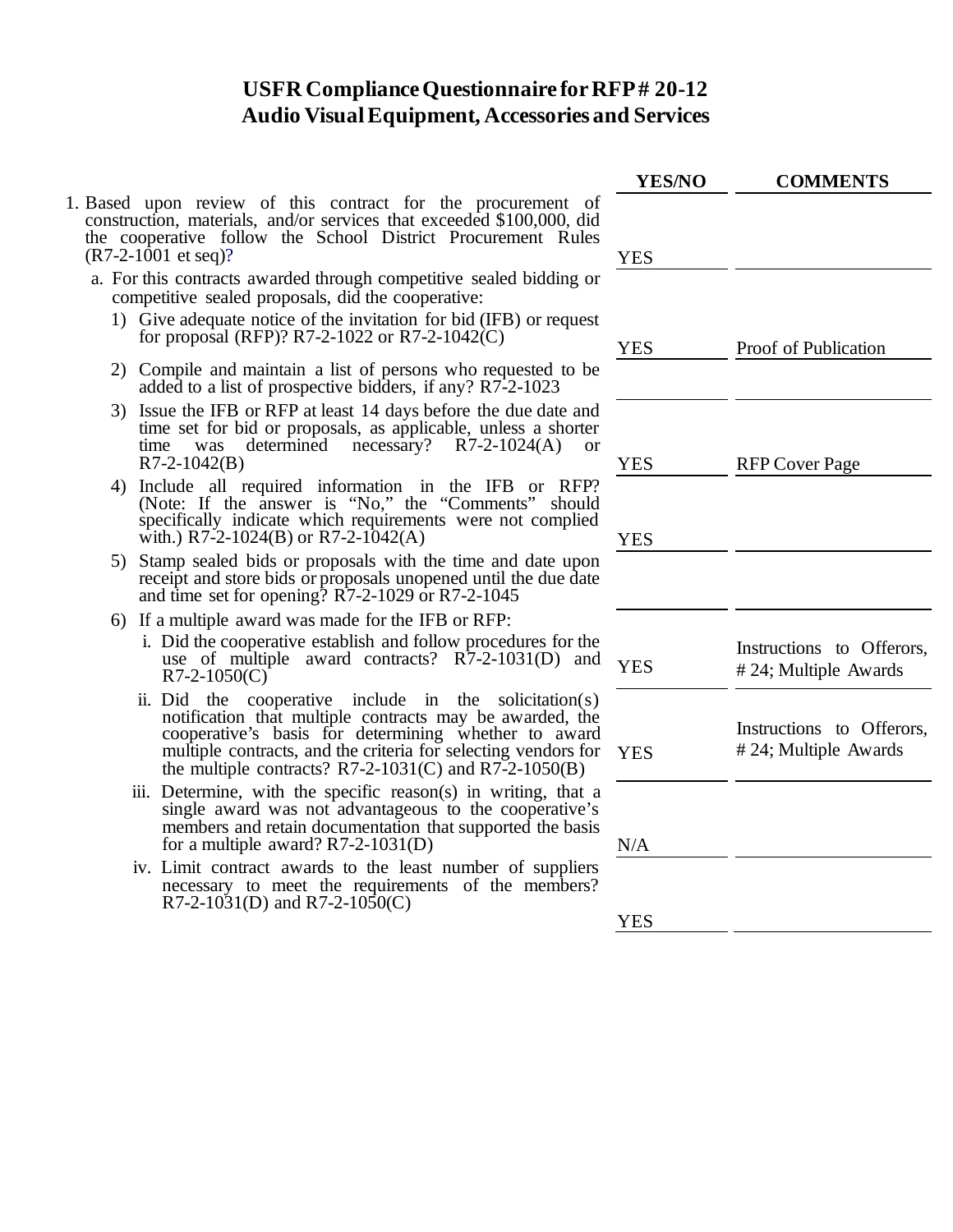# USFR Compliance Questionnaire for RFP # 20-12
## Audio Visual Equipment, Accessories and Services

| | YES/NO | COMMENTS |
|---|---|---|
| 1. Based upon review of this contract for the procurement of construction, materials, and/or services that exceeded $100,000, did the cooperative follow the School District Procurement Rules (R7-2-1001 et seq)? | YES | |
| a. For this contracts awarded through competitive sealed bidding or competitive sealed proposals, did the cooperative: | | |
| 1) Give adequate notice of the invitation for bid (IFB) or request for proposal (RFP)? R7-2-1022 or R7-2-1042(C) | YES | Proof of Publication |
| 2) Compile and maintain a list of persons who requested to be added to a list of prospective bidders, if any? R7-2-1023 | | |
| 3) Issue the IFB or RFP at least 14 days before the due date and time set for bid or proposals, as applicable, unless a shorter time was determined necessary? R7-2-1024(A) or R7-2-1042(B) | YES | RFP Cover Page |
| 4) Include all required information in the IFB or RFP? (Note: If the answer is "No," the "Comments" should specifically indicate which requirements were not complied with.) R7-2-1024(B) or R7-2-1042(A) | YES | |
| 5) Stamp sealed bids or proposals with the time and date upon receipt and store bids or proposals unopened until the due date and time set for opening? R7-2-1029 or R7-2-1045 | | |
| 6) If a multiple award was made for the IFB or RFP: | | |
| i. Did the cooperative establish and follow procedures for the use of multiple award contracts? R7-2-1031(D) and R7-2-1050(C) | YES | Instructions to Offerors, # 24; Multiple Awards |
| ii. Did the cooperative include in the solicitation(s) notification that multiple contracts may be awarded, the cooperative's basis for determining whether to award multiple contracts, and the criteria for selecting vendors for the multiple contracts? R7-2-1031(C) and R7-2-1050(B) | YES | Instructions to Offerors, # 24; Multiple Awards |
| iii. Determine, with the specific reason(s) in writing, that a single award was not advantageous to the cooperative's members and retain documentation that supported the basis for a multiple award? R7-2-1031(D) | N/A | |
| iv. Limit contract awards to the least number of suppliers necessary to meet the requirements of the members? R7-2-1031(D) and R7-2-1050(C) | YES | |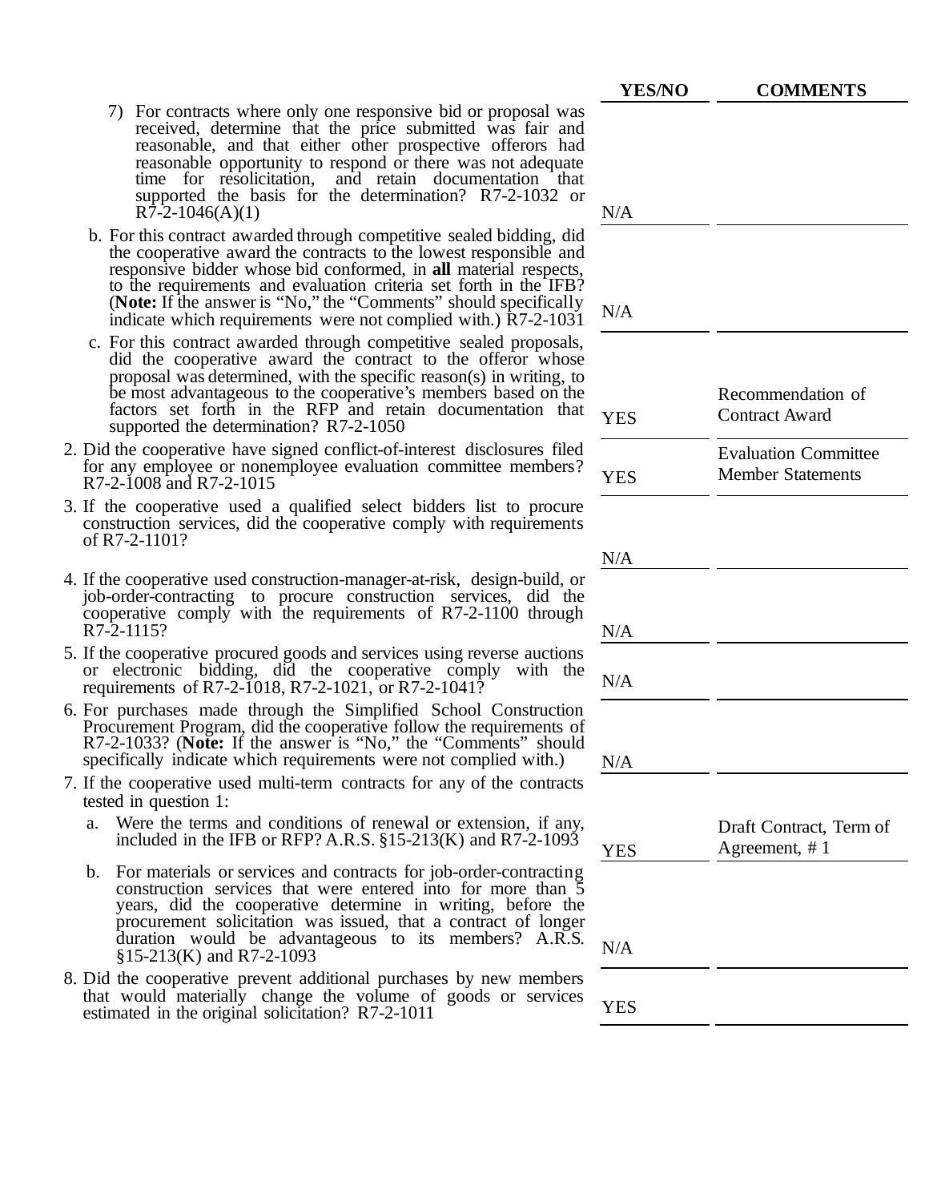| | YES/NO | COMMENTS |
|---|---|---|
| 7) For contracts where only one responsive bid or proposal was received, determine that the price submitted was fair and reasonable, and that either other prospective offerors had reasonable opportunity to respond or there was not adequate time for resolicitation, and retain documentation that supported the basis for the determination? R7-2-1032 or R7-2-1046(A)(1) | N/A | |
| b. For this contract awarded through competitive sealed bidding, did the cooperative award the contracts to the lowest responsible and responsive bidder whose bid conformed, in **all** material respects, to the requirements and evaluation criteria set forth in the IFB? (**Note:** If the answer is "No," the "Comments" should specifically indicate which requirements were not complied with.) R7-2-1031 | N/A | |
| c. For this contract awarded through competitive sealed proposals, did the cooperative award the contract to the offeror whose proposal was determined, with the specific reason(s) in writing, to be most advantageous to the cooperative's members based on the factors set forth in the RFP and retain documentation that supported the determination? R7-2-1050 | YES | Recommendation of Contract Award |
| 2. Did the cooperative have signed conflict-of-interest disclosures filed for any employee or nonemployee evaluation committee members? R7-2-1008 and R7-2-1015 | YES | Evaluation Committee Member Statements |
| 3. If the cooperative used a qualified select bidders list to procure construction services, did the cooperative comply with requirements of R7-2-1101? | N/A | |
| 4. If the cooperative used construction-manager-at-risk, design-build, or job-order-contracting to procure construction services, did the cooperative comply with the requirements of R7-2-1100 through R7-2-1115? | N/A | |
| 5. If the cooperative procured goods and services using reverse auctions or electronic bidding, did the cooperative comply with the requirements of R7-2-1018, R7-2-1021, or R7-2-1041? | N/A | |
| 6. For purchases made through the Simplified School Construction Procurement Program, did the cooperative follow the requirements of R7-2-1033? (**Note:** If the answer is "No," the "Comments" should specifically indicate which requirements were not complied with.) | N/A | |
| 7. If the cooperative used multi-term contracts for any of the contracts tested in question 1: | | |
| a. Were the terms and conditions of renewal or extension, if any, included in the IFB or RFP? A.R.S. §15-213(K) and R7-2-1093 | YES | Draft Contract, Term of Agreement, # 1 |
| b. For materials or services and contracts for job-order-contracting construction services that were entered into for more than 5 years, did the cooperative determine in writing, before the procurement solicitation was issued, that a contract of longer duration would be advantageous to its members? A.R.S. §15-213(K) and R7-2-1093 | N/A | |
| 8. Did the cooperative prevent additional purchases by new members that would materially change the volume of goods or services estimated in the original solicitation? R7-2-1011 | YES | |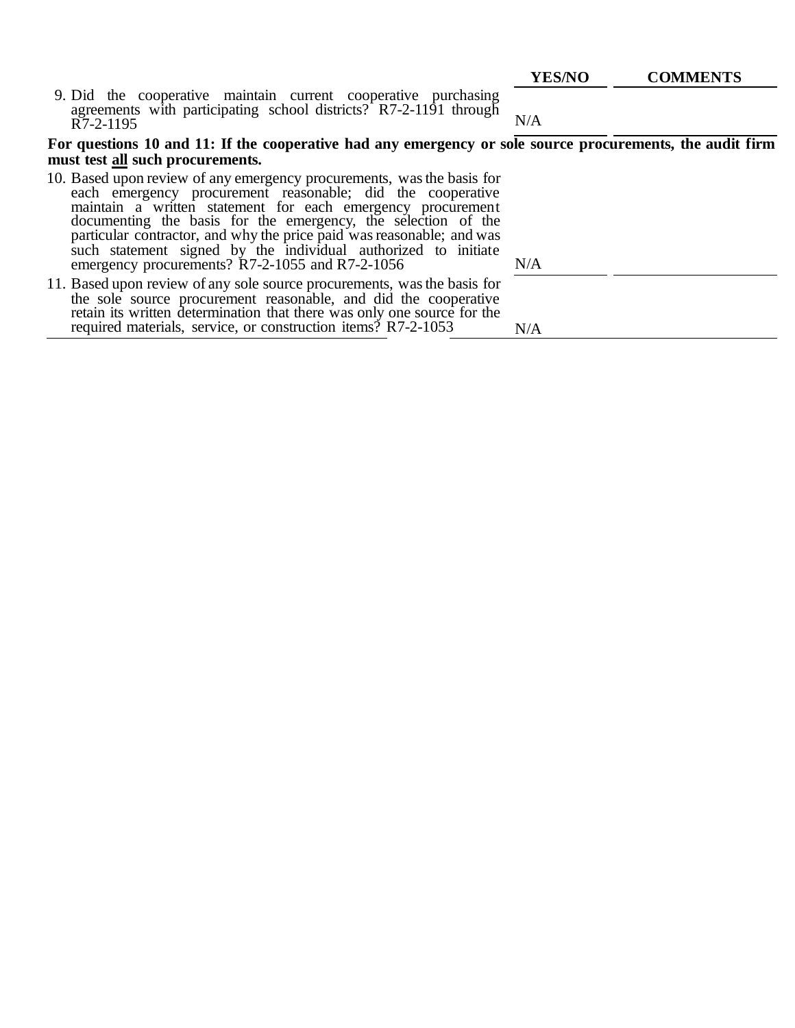| | YES/NO | COMMENTS |
|---|---|---|
| 9. Did the cooperative maintain current cooperative purchasing agreements with participating school districts? R7-2-1191 through R7-2-1195 | N/A | |

**For questions 10 and 11: If the cooperative had any emergency or sole source procurements, the audit firm must test all such procurements.**

| | YES/NO | COMMENTS |
|---|---|---|
| 10. Based upon review of any emergency procurements, was the basis for each emergency procurement reasonable; did the cooperative maintain a written statement for each emergency procurement documenting the basis for the emergency, the selection of the particular contractor, and why the price paid was reasonable; and was such statement signed by the individual authorized to initiate emergency procurements? R7-2-1055 and R7-2-1056 | N/A | |
| 11. Based upon review of any sole source procurements, was the basis for the sole source procurement reasonable, and did the cooperative retain its written determination that there was only one source for the required materials, service, or construction items? R7-2-1053 | N/A | |